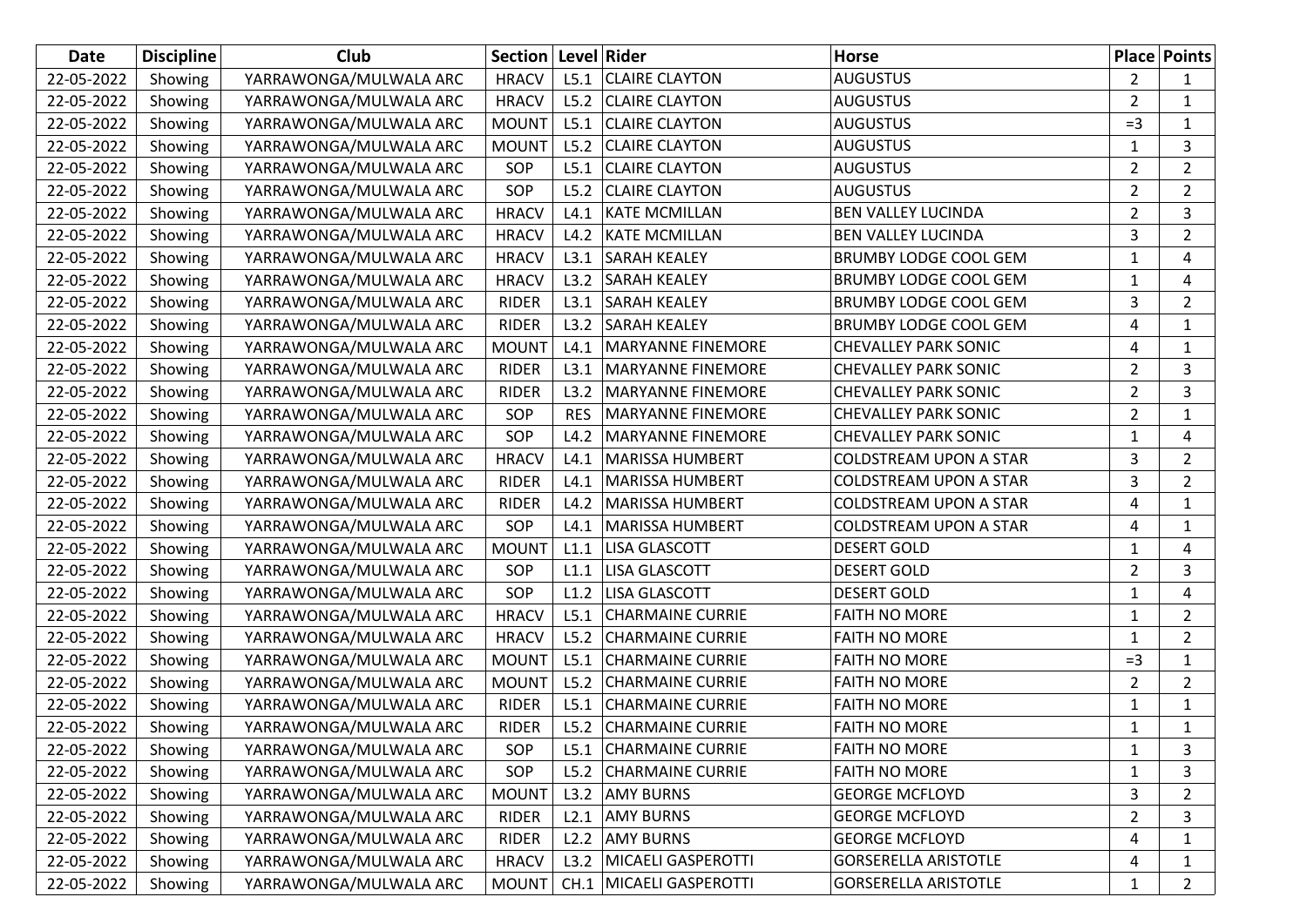| Date | Discipline | Club | Section | Level | Rider | Horse | Place | Points |
|---|---|---|---|---|---|---|---|---|
| 22-05-2022 | Showing | YARRAWONGA/MULWALA ARC | HRACV | L5.1 | CLAIRE CLAYTON | AUGUSTUS | 2 | 1 |
| 22-05-2022 | Showing | YARRAWONGA/MULWALA ARC | HRACV | L5.2 | CLAIRE CLAYTON | AUGUSTUS | 2 | 1 |
| 22-05-2022 | Showing | YARRAWONGA/MULWALA ARC | MOUNT | L5.1 | CLAIRE CLAYTON | AUGUSTUS | =3 | 1 |
| 22-05-2022 | Showing | YARRAWONGA/MULWALA ARC | MOUNT | L5.2 | CLAIRE CLAYTON | AUGUSTUS | 1 | 3 |
| 22-05-2022 | Showing | YARRAWONGA/MULWALA ARC | SOP | L5.1 | CLAIRE CLAYTON | AUGUSTUS | 2 | 2 |
| 22-05-2022 | Showing | YARRAWONGA/MULWALA ARC | SOP | L5.2 | CLAIRE CLAYTON | AUGUSTUS | 2 | 2 |
| 22-05-2022 | Showing | YARRAWONGA/MULWALA ARC | HRACV | L4.1 | KATE MCMILLAN | BEN VALLEY LUCINDA | 2 | 3 |
| 22-05-2022 | Showing | YARRAWONGA/MULWALA ARC | HRACV | L4.2 | KATE MCMILLAN | BEN VALLEY LUCINDA | 3 | 2 |
| 22-05-2022 | Showing | YARRAWONGA/MULWALA ARC | HRACV | L3.1 | SARAH KEALEY | BRUMBY LODGE COOL GEM | 1 | 4 |
| 22-05-2022 | Showing | YARRAWONGA/MULWALA ARC | HRACV | L3.2 | SARAH KEALEY | BRUMBY LODGE COOL GEM | 1 | 4 |
| 22-05-2022 | Showing | YARRAWONGA/MULWALA ARC | RIDER | L3.1 | SARAH KEALEY | BRUMBY LODGE COOL GEM | 3 | 2 |
| 22-05-2022 | Showing | YARRAWONGA/MULWALA ARC | RIDER | L3.2 | SARAH KEALEY | BRUMBY LODGE COOL GEM | 4 | 1 |
| 22-05-2022 | Showing | YARRAWONGA/MULWALA ARC | MOUNT | L4.1 | MARYANNE FINEMORE | CHEVALLEY PARK SONIC | 4 | 1 |
| 22-05-2022 | Showing | YARRAWONGA/MULWALA ARC | RIDER | L3.1 | MARYANNE FINEMORE | CHEVALLEY PARK SONIC | 2 | 3 |
| 22-05-2022 | Showing | YARRAWONGA/MULWALA ARC | RIDER | L3.2 | MARYANNE FINEMORE | CHEVALLEY PARK SONIC | 2 | 3 |
| 22-05-2022 | Showing | YARRAWONGA/MULWALA ARC | SOP | RES | MARYANNE FINEMORE | CHEVALLEY PARK SONIC | 2 | 1 |
| 22-05-2022 | Showing | YARRAWONGA/MULWALA ARC | SOP | L4.2 | MARYANNE FINEMORE | CHEVALLEY PARK SONIC | 1 | 4 |
| 22-05-2022 | Showing | YARRAWONGA/MULWALA ARC | HRACV | L4.1 | MARISSA HUMBERT | COLDSTREAM UPON A STAR | 3 | 2 |
| 22-05-2022 | Showing | YARRAWONGA/MULWALA ARC | RIDER | L4.1 | MARISSA HUMBERT | COLDSTREAM UPON A STAR | 3 | 2 |
| 22-05-2022 | Showing | YARRAWONGA/MULWALA ARC | RIDER | L4.2 | MARISSA HUMBERT | COLDSTREAM UPON A STAR | 4 | 1 |
| 22-05-2022 | Showing | YARRAWONGA/MULWALA ARC | SOP | L4.1 | MARISSA HUMBERT | COLDSTREAM UPON A STAR | 4 | 1 |
| 22-05-2022 | Showing | YARRAWONGA/MULWALA ARC | MOUNT | L1.1 | LISA GLASCOTT | DESERT GOLD | 1 | 4 |
| 22-05-2022 | Showing | YARRAWONGA/MULWALA ARC | SOP | L1.1 | LISA GLASCOTT | DESERT GOLD | 2 | 3 |
| 22-05-2022 | Showing | YARRAWONGA/MULWALA ARC | SOP | L1.2 | LISA GLASCOTT | DESERT GOLD | 1 | 4 |
| 22-05-2022 | Showing | YARRAWONGA/MULWALA ARC | HRACV | L5.1 | CHARMAINE CURRIE | FAITH NO MORE | 1 | 2 |
| 22-05-2022 | Showing | YARRAWONGA/MULWALA ARC | HRACV | L5.2 | CHARMAINE CURRIE | FAITH NO MORE | 1 | 2 |
| 22-05-2022 | Showing | YARRAWONGA/MULWALA ARC | MOUNT | L5.1 | CHARMAINE CURRIE | FAITH NO MORE | =3 | 1 |
| 22-05-2022 | Showing | YARRAWONGA/MULWALA ARC | MOUNT | L5.2 | CHARMAINE CURRIE | FAITH NO MORE | 2 | 2 |
| 22-05-2022 | Showing | YARRAWONGA/MULWALA ARC | RIDER | L5.1 | CHARMAINE CURRIE | FAITH NO MORE | 1 | 1 |
| 22-05-2022 | Showing | YARRAWONGA/MULWALA ARC | RIDER | L5.2 | CHARMAINE CURRIE | FAITH NO MORE | 1 | 1 |
| 22-05-2022 | Showing | YARRAWONGA/MULWALA ARC | SOP | L5.1 | CHARMAINE CURRIE | FAITH NO MORE | 1 | 3 |
| 22-05-2022 | Showing | YARRAWONGA/MULWALA ARC | SOP | L5.2 | CHARMAINE CURRIE | FAITH NO MORE | 1 | 3 |
| 22-05-2022 | Showing | YARRAWONGA/MULWALA ARC | MOUNT | L3.2 | AMY BURNS | GEORGE MCFLOYD | 3 | 2 |
| 22-05-2022 | Showing | YARRAWONGA/MULWALA ARC | RIDER | L2.1 | AMY BURNS | GEORGE MCFLOYD | 2 | 3 |
| 22-05-2022 | Showing | YARRAWONGA/MULWALA ARC | RIDER | L2.2 | AMY BURNS | GEORGE MCFLOYD | 4 | 1 |
| 22-05-2022 | Showing | YARRAWONGA/MULWALA ARC | HRACV | L3.2 | MICAELI GASPEROTTI | GORSERELLA ARISTOTLE | 4 | 1 |
| 22-05-2022 | Showing | YARRAWONGA/MULWALA ARC | MOUNT | CH.1 | MICAELI GASPEROTTI | GORSERELLA ARISTOTLE | 1 | 2 |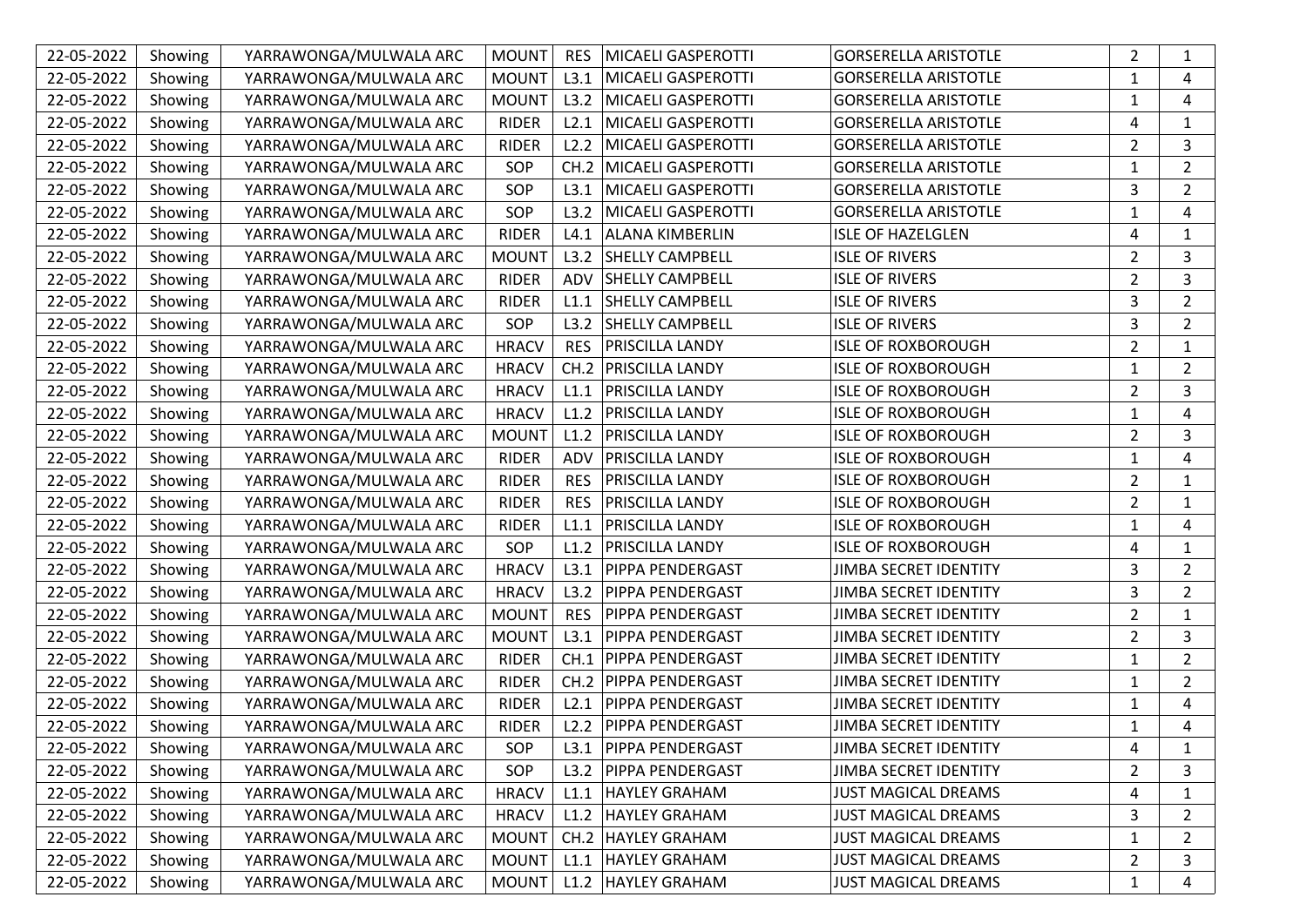| | | | | | | | | |
|---|---|---|---|---|---|---|---|---|
| 22-05-2022 | Showing | YARRAWONGA/MULWALA ARC | MOUNT | RES | MICAELI GASPEROTTI | GORSERELLA ARISTOTLE | 2 | 1 |
| 22-05-2022 | Showing | YARRAWONGA/MULWALA ARC | MOUNT | L3.1 | MICAELI GASPEROTTI | GORSERELLA ARISTOTLE | 1 | 4 |
| 22-05-2022 | Showing | YARRAWONGA/MULWALA ARC | MOUNT | L3.2 | MICAELI GASPEROTTI | GORSERELLA ARISTOTLE | 1 | 4 |
| 22-05-2022 | Showing | YARRAWONGA/MULWALA ARC | RIDER | L2.1 | MICAELI GASPEROTTI | GORSERELLA ARISTOTLE | 4 | 1 |
| 22-05-2022 | Showing | YARRAWONGA/MULWALA ARC | RIDER | L2.2 | MICAELI GASPEROTTI | GORSERELLA ARISTOTLE | 2 | 3 |
| 22-05-2022 | Showing | YARRAWONGA/MULWALA ARC | SOP | CH.2 | MICAELI GASPEROTTI | GORSERELLA ARISTOTLE | 1 | 2 |
| 22-05-2022 | Showing | YARRAWONGA/MULWALA ARC | SOP | L3.1 | MICAELI GASPEROTTI | GORSERELLA ARISTOTLE | 3 | 2 |
| 22-05-2022 | Showing | YARRAWONGA/MULWALA ARC | SOP | L3.2 | MICAELI GASPEROTTI | GORSERELLA ARISTOTLE | 1 | 4 |
| 22-05-2022 | Showing | YARRAWONGA/MULWALA ARC | RIDER | L4.1 | ALANA KIMBERLIN | ISLE OF HAZELGLEN | 4 | 1 |
| 22-05-2022 | Showing | YARRAWONGA/MULWALA ARC | MOUNT | L3.2 | SHELLY CAMPBELL | ISLE OF RIVERS | 2 | 3 |
| 22-05-2022 | Showing | YARRAWONGA/MULWALA ARC | RIDER | ADV | SHELLY CAMPBELL | ISLE OF RIVERS | 2 | 3 |
| 22-05-2022 | Showing | YARRAWONGA/MULWALA ARC | RIDER | L1.1 | SHELLY CAMPBELL | ISLE OF RIVERS | 3 | 2 |
| 22-05-2022 | Showing | YARRAWONGA/MULWALA ARC | SOP | L3.2 | SHELLY CAMPBELL | ISLE OF RIVERS | 3 | 2 |
| 22-05-2022 | Showing | YARRAWONGA/MULWALA ARC | HRACV | RES | PRISCILLA LANDY | ISLE OF ROXBOROUGH | 2 | 1 |
| 22-05-2022 | Showing | YARRAWONGA/MULWALA ARC | HRACV | CH.2 | PRISCILLA LANDY | ISLE OF ROXBOROUGH | 1 | 2 |
| 22-05-2022 | Showing | YARRAWONGA/MULWALA ARC | HRACV | L1.1 | PRISCILLA LANDY | ISLE OF ROXBOROUGH | 2 | 3 |
| 22-05-2022 | Showing | YARRAWONGA/MULWALA ARC | HRACV | L1.2 | PRISCILLA LANDY | ISLE OF ROXBOROUGH | 1 | 4 |
| 22-05-2022 | Showing | YARRAWONGA/MULWALA ARC | MOUNT | L1.2 | PRISCILLA LANDY | ISLE OF ROXBOROUGH | 2 | 3 |
| 22-05-2022 | Showing | YARRAWONGA/MULWALA ARC | RIDER | ADV | PRISCILLA LANDY | ISLE OF ROXBOROUGH | 1 | 4 |
| 22-05-2022 | Showing | YARRAWONGA/MULWALA ARC | RIDER | RES | PRISCILLA LANDY | ISLE OF ROXBOROUGH | 2 | 1 |
| 22-05-2022 | Showing | YARRAWONGA/MULWALA ARC | RIDER | RES | PRISCILLA LANDY | ISLE OF ROXBOROUGH | 2 | 1 |
| 22-05-2022 | Showing | YARRAWONGA/MULWALA ARC | RIDER | L1.1 | PRISCILLA LANDY | ISLE OF ROXBOROUGH | 1 | 4 |
| 22-05-2022 | Showing | YARRAWONGA/MULWALA ARC | SOP | L1.2 | PRISCILLA LANDY | ISLE OF ROXBOROUGH | 4 | 1 |
| 22-05-2022 | Showing | YARRAWONGA/MULWALA ARC | HRACV | L3.1 | PIPPA PENDERGAST | JIMBA SECRET IDENTITY | 3 | 2 |
| 22-05-2022 | Showing | YARRAWONGA/MULWALA ARC | HRACV | L3.2 | PIPPA PENDERGAST | JIMBA SECRET IDENTITY | 3 | 2 |
| 22-05-2022 | Showing | YARRAWONGA/MULWALA ARC | MOUNT | RES | PIPPA PENDERGAST | JIMBA SECRET IDENTITY | 2 | 1 |
| 22-05-2022 | Showing | YARRAWONGA/MULWALA ARC | MOUNT | L3.1 | PIPPA PENDERGAST | JIMBA SECRET IDENTITY | 2 | 3 |
| 22-05-2022 | Showing | YARRAWONGA/MULWALA ARC | RIDER | CH.1 | PIPPA PENDERGAST | JIMBA SECRET IDENTITY | 1 | 2 |
| 22-05-2022 | Showing | YARRAWONGA/MULWALA ARC | RIDER | CH.2 | PIPPA PENDERGAST | JIMBA SECRET IDENTITY | 1 | 2 |
| 22-05-2022 | Showing | YARRAWONGA/MULWALA ARC | RIDER | L2.1 | PIPPA PENDERGAST | JIMBA SECRET IDENTITY | 1 | 4 |
| 22-05-2022 | Showing | YARRAWONGA/MULWALA ARC | RIDER | L2.2 | PIPPA PENDERGAST | JIMBA SECRET IDENTITY | 1 | 4 |
| 22-05-2022 | Showing | YARRAWONGA/MULWALA ARC | SOP | L3.1 | PIPPA PENDERGAST | JIMBA SECRET IDENTITY | 4 | 1 |
| 22-05-2022 | Showing | YARRAWONGA/MULWALA ARC | SOP | L3.2 | PIPPA PENDERGAST | JIMBA SECRET IDENTITY | 2 | 3 |
| 22-05-2022 | Showing | YARRAWONGA/MULWALA ARC | HRACV | L1.1 | HAYLEY GRAHAM | JUST MAGICAL DREAMS | 4 | 1 |
| 22-05-2022 | Showing | YARRAWONGA/MULWALA ARC | HRACV | L1.2 | HAYLEY GRAHAM | JUST MAGICAL DREAMS | 3 | 2 |
| 22-05-2022 | Showing | YARRAWONGA/MULWALA ARC | MOUNT | CH.2 | HAYLEY GRAHAM | JUST MAGICAL DREAMS | 1 | 2 |
| 22-05-2022 | Showing | YARRAWONGA/MULWALA ARC | MOUNT | L1.1 | HAYLEY GRAHAM | JUST MAGICAL DREAMS | 2 | 3 |
| 22-05-2022 | Showing | YARRAWONGA/MULWALA ARC | MOUNT | L1.2 | HAYLEY GRAHAM | JUST MAGICAL DREAMS | 1 | 4 |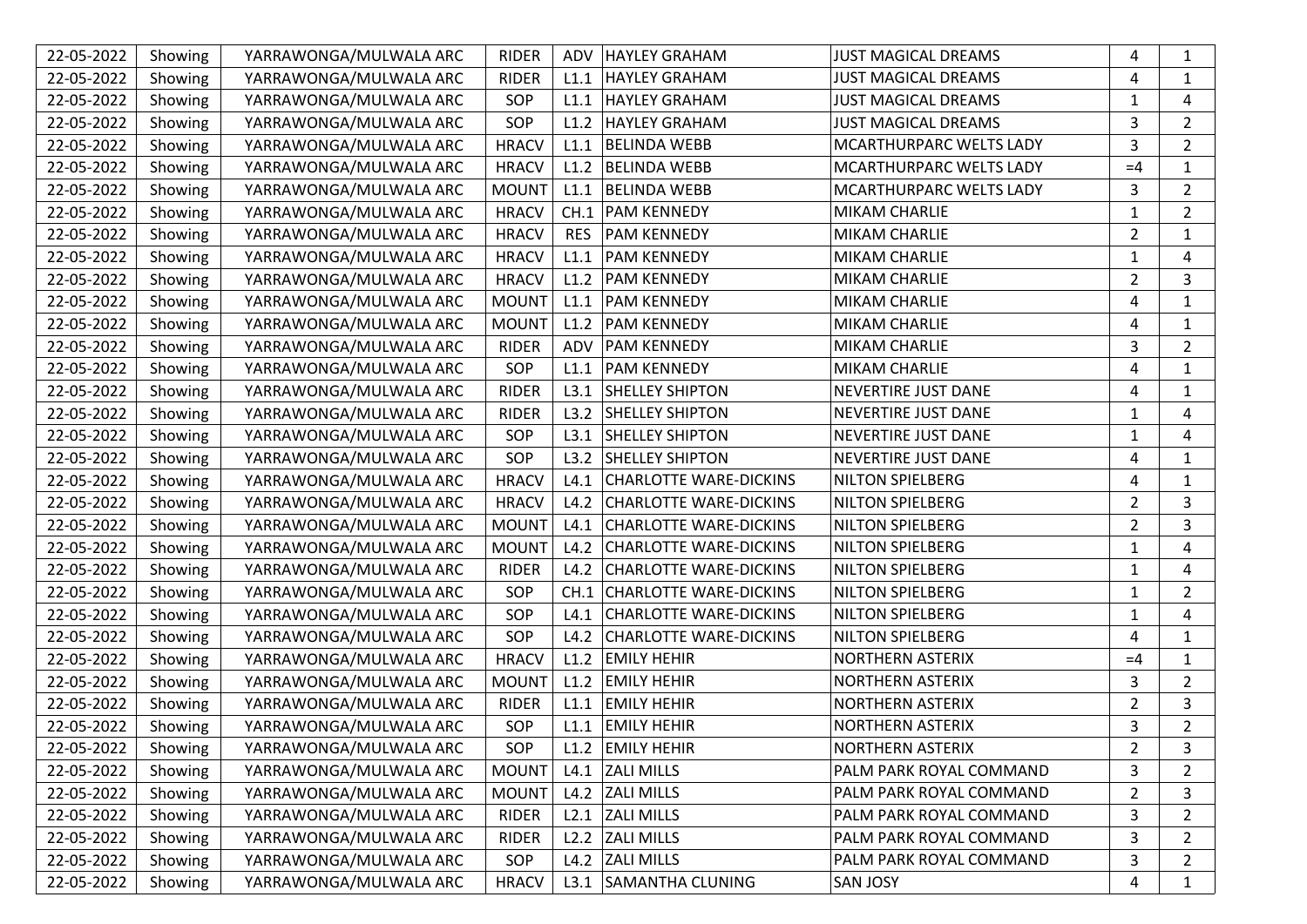| 22-05-2022 | Showing | YARRAWONGA/MULWALA ARC | RIDER | ADV | HAYLEY GRAHAM | JUST MAGICAL DREAMS | 4 | 1 |
|---|---|---|---|---|---|---|---|---|
| 22-05-2022 | Showing | YARRAWONGA/MULWALA ARC | RIDER | L1.1 | HAYLEY GRAHAM | JUST MAGICAL DREAMS | 4 | 1 |
| 22-05-2022 | Showing | YARRAWONGA/MULWALA ARC | SOP | L1.1 | HAYLEY GRAHAM | JUST MAGICAL DREAMS | 1 | 4 |
| 22-05-2022 | Showing | YARRAWONGA/MULWALA ARC | SOP | L1.2 | HAYLEY GRAHAM | JUST MAGICAL DREAMS | 3 | 2 |
| 22-05-2022 | Showing | YARRAWONGA/MULWALA ARC | HRACV | L1.1 | BELINDA WEBB | MCARTHURPARC WELTS LADY | 3 | 2 |
| 22-05-2022 | Showing | YARRAWONGA/MULWALA ARC | HRACV | L1.2 | BELINDA WEBB | MCARTHURPARC WELTS LADY | =4 | 1 |
| 22-05-2022 | Showing | YARRAWONGA/MULWALA ARC | MOUNT | L1.1 | BELINDA WEBB | MCARTHURPARC WELTS LADY | 3 | 2 |
| 22-05-2022 | Showing | YARRAWONGA/MULWALA ARC | HRACV | CH.1 | PAM KENNEDY | MIKAM CHARLIE | 1 | 2 |
| 22-05-2022 | Showing | YARRAWONGA/MULWALA ARC | HRACV | RES | PAM KENNEDY | MIKAM CHARLIE | 2 | 1 |
| 22-05-2022 | Showing | YARRAWONGA/MULWALA ARC | HRACV | L1.1 | PAM KENNEDY | MIKAM CHARLIE | 1 | 4 |
| 22-05-2022 | Showing | YARRAWONGA/MULWALA ARC | HRACV | L1.2 | PAM KENNEDY | MIKAM CHARLIE | 2 | 3 |
| 22-05-2022 | Showing | YARRAWONGA/MULWALA ARC | MOUNT | L1.1 | PAM KENNEDY | MIKAM CHARLIE | 4 | 1 |
| 22-05-2022 | Showing | YARRAWONGA/MULWALA ARC | MOUNT | L1.2 | PAM KENNEDY | MIKAM CHARLIE | 4 | 1 |
| 22-05-2022 | Showing | YARRAWONGA/MULWALA ARC | RIDER | ADV | PAM KENNEDY | MIKAM CHARLIE | 3 | 2 |
| 22-05-2022 | Showing | YARRAWONGA/MULWALA ARC | SOP | L1.1 | PAM KENNEDY | MIKAM CHARLIE | 4 | 1 |
| 22-05-2022 | Showing | YARRAWONGA/MULWALA ARC | RIDER | L3.1 | SHELLEY SHIPTON | NEVERTIRE JUST DANE | 4 | 1 |
| 22-05-2022 | Showing | YARRAWONGA/MULWALA ARC | RIDER | L3.2 | SHELLEY SHIPTON | NEVERTIRE JUST DANE | 1 | 4 |
| 22-05-2022 | Showing | YARRAWONGA/MULWALA ARC | SOP | L3.1 | SHELLEY SHIPTON | NEVERTIRE JUST DANE | 1 | 4 |
| 22-05-2022 | Showing | YARRAWONGA/MULWALA ARC | SOP | L3.2 | SHELLEY SHIPTON | NEVERTIRE JUST DANE | 4 | 1 |
| 22-05-2022 | Showing | YARRAWONGA/MULWALA ARC | HRACV | L4.1 | CHARLOTTE WARE-DICKINS | NILTON SPIELBERG | 4 | 1 |
| 22-05-2022 | Showing | YARRAWONGA/MULWALA ARC | HRACV | L4.2 | CHARLOTTE WARE-DICKINS | NILTON SPIELBERG | 2 | 3 |
| 22-05-2022 | Showing | YARRAWONGA/MULWALA ARC | MOUNT | L4.1 | CHARLOTTE WARE-DICKINS | NILTON SPIELBERG | 2 | 3 |
| 22-05-2022 | Showing | YARRAWONGA/MULWALA ARC | MOUNT | L4.2 | CHARLOTTE WARE-DICKINS | NILTON SPIELBERG | 1 | 4 |
| 22-05-2022 | Showing | YARRAWONGA/MULWALA ARC | RIDER | L4.2 | CHARLOTTE WARE-DICKINS | NILTON SPIELBERG | 1 | 4 |
| 22-05-2022 | Showing | YARRAWONGA/MULWALA ARC | SOP | CH.1 | CHARLOTTE WARE-DICKINS | NILTON SPIELBERG | 1 | 2 |
| 22-05-2022 | Showing | YARRAWONGA/MULWALA ARC | SOP | L4.1 | CHARLOTTE WARE-DICKINS | NILTON SPIELBERG | 1 | 4 |
| 22-05-2022 | Showing | YARRAWONGA/MULWALA ARC | SOP | L4.2 | CHARLOTTE WARE-DICKINS | NILTON SPIELBERG | 4 | 1 |
| 22-05-2022 | Showing | YARRAWONGA/MULWALA ARC | HRACV | L1.2 | EMILY HEHIR | NORTHERN ASTERIX | =4 | 1 |
| 22-05-2022 | Showing | YARRAWONGA/MULWALA ARC | MOUNT | L1.2 | EMILY HEHIR | NORTHERN ASTERIX | 3 | 2 |
| 22-05-2022 | Showing | YARRAWONGA/MULWALA ARC | RIDER | L1.1 | EMILY HEHIR | NORTHERN ASTERIX | 2 | 3 |
| 22-05-2022 | Showing | YARRAWONGA/MULWALA ARC | SOP | L1.1 | EMILY HEHIR | NORTHERN ASTERIX | 3 | 2 |
| 22-05-2022 | Showing | YARRAWONGA/MULWALA ARC | SOP | L1.2 | EMILY HEHIR | NORTHERN ASTERIX | 2 | 3 |
| 22-05-2022 | Showing | YARRAWONGA/MULWALA ARC | MOUNT | L4.1 | ZALI MILLS | PALM PARK ROYAL COMMAND | 3 | 2 |
| 22-05-2022 | Showing | YARRAWONGA/MULWALA ARC | MOUNT | L4.2 | ZALI MILLS | PALM PARK ROYAL COMMAND | 2 | 3 |
| 22-05-2022 | Showing | YARRAWONGA/MULWALA ARC | RIDER | L2.1 | ZALI MILLS | PALM PARK ROYAL COMMAND | 3 | 2 |
| 22-05-2022 | Showing | YARRAWONGA/MULWALA ARC | RIDER | L2.2 | ZALI MILLS | PALM PARK ROYAL COMMAND | 3 | 2 |
| 22-05-2022 | Showing | YARRAWONGA/MULWALA ARC | SOP | L4.2 | ZALI MILLS | PALM PARK ROYAL COMMAND | 3 | 2 |
| 22-05-2022 | Showing | YARRAWONGA/MULWALA ARC | HRACV | L3.1 | SAMANTHA CLUNING | SAN JOSY | 4 | 1 |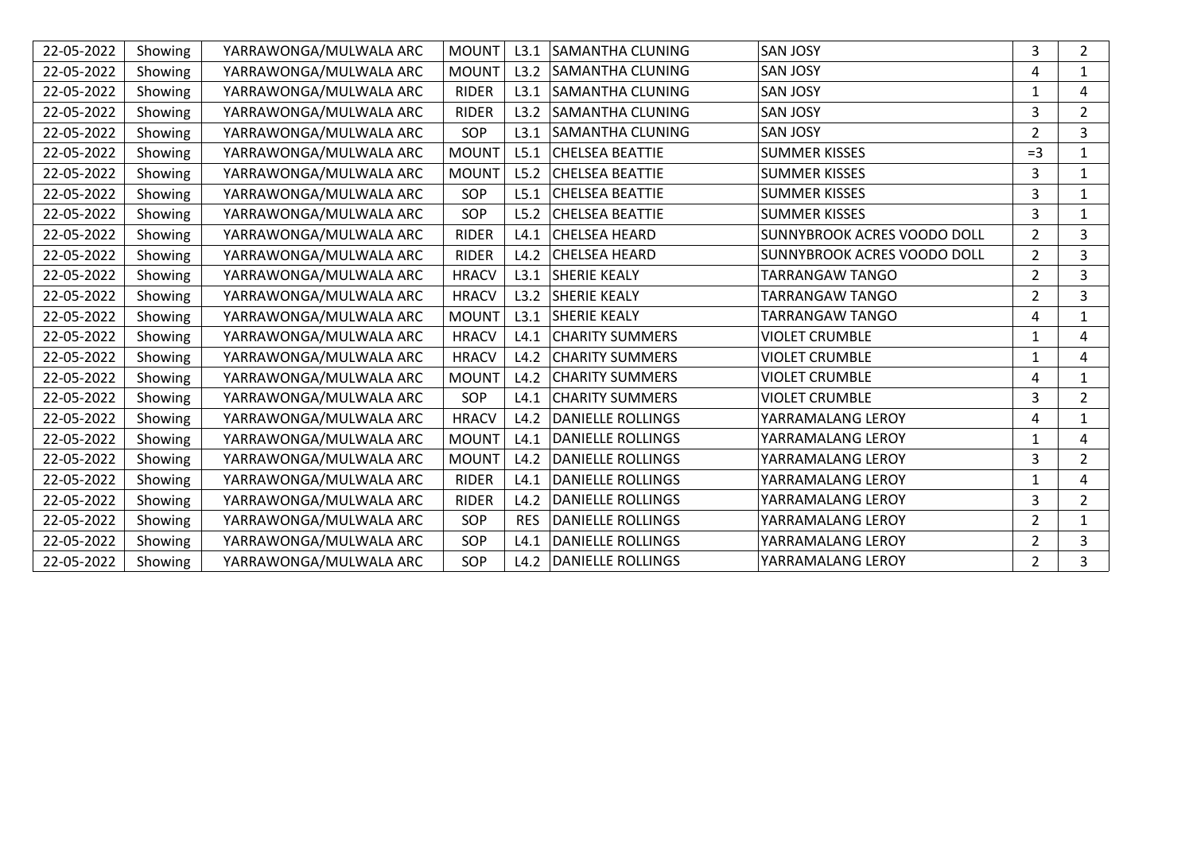| | | | | | | | | |
|---|---|---|---|---|---|---|---|---|
| 22-05-2022 | Showing | YARRAWONGA/MULWALA ARC | MOUNT | L3.1 | SAMANTHA CLUNING | SAN JOSY | 3 | 2 |
| 22-05-2022 | Showing | YARRAWONGA/MULWALA ARC | MOUNT | L3.2 | SAMANTHA CLUNING | SAN JOSY | 4 | 1 |
| 22-05-2022 | Showing | YARRAWONGA/MULWALA ARC | RIDER | L3.1 | SAMANTHA CLUNING | SAN JOSY | 1 | 4 |
| 22-05-2022 | Showing | YARRAWONGA/MULWALA ARC | RIDER | L3.2 | SAMANTHA CLUNING | SAN JOSY | 3 | 2 |
| 22-05-2022 | Showing | YARRAWONGA/MULWALA ARC | SOP | L3.1 | SAMANTHA CLUNING | SAN JOSY | 2 | 3 |
| 22-05-2022 | Showing | YARRAWONGA/MULWALA ARC | MOUNT | L5.1 | CHELSEA BEATTIE | SUMMER KISSES | =3 | 1 |
| 22-05-2022 | Showing | YARRAWONGA/MULWALA ARC | MOUNT | L5.2 | CHELSEA BEATTIE | SUMMER KISSES | 3 | 1 |
| 22-05-2022 | Showing | YARRAWONGA/MULWALA ARC | SOP | L5.1 | CHELSEA BEATTIE | SUMMER KISSES | 3 | 1 |
| 22-05-2022 | Showing | YARRAWONGA/MULWALA ARC | SOP | L5.2 | CHELSEA BEATTIE | SUMMER KISSES | 3 | 1 |
| 22-05-2022 | Showing | YARRAWONGA/MULWALA ARC | RIDER | L4.1 | CHELSEA HEARD | SUNNYBROOK ACRES VOODO DOLL | 2 | 3 |
| 22-05-2022 | Showing | YARRAWONGA/MULWALA ARC | RIDER | L4.2 | CHELSEA HEARD | SUNNYBROOK ACRES VOODO DOLL | 2 | 3 |
| 22-05-2022 | Showing | YARRAWONGA/MULWALA ARC | HRACV | L3.1 | SHERIE KEALY | TARRANGAW TANGO | 2 | 3 |
| 22-05-2022 | Showing | YARRAWONGA/MULWALA ARC | HRACV | L3.2 | SHERIE KEALY | TARRANGAW TANGO | 2 | 3 |
| 22-05-2022 | Showing | YARRAWONGA/MULWALA ARC | MOUNT | L3.1 | SHERIE KEALY | TARRANGAW TANGO | 4 | 1 |
| 22-05-2022 | Showing | YARRAWONGA/MULWALA ARC | HRACV | L4.1 | CHARITY SUMMERS | VIOLET CRUMBLE | 1 | 4 |
| 22-05-2022 | Showing | YARRAWONGA/MULWALA ARC | HRACV | L4.2 | CHARITY SUMMERS | VIOLET CRUMBLE | 1 | 4 |
| 22-05-2022 | Showing | YARRAWONGA/MULWALA ARC | MOUNT | L4.2 | CHARITY SUMMERS | VIOLET CRUMBLE | 4 | 1 |
| 22-05-2022 | Showing | YARRAWONGA/MULWALA ARC | SOP | L4.1 | CHARITY SUMMERS | VIOLET CRUMBLE | 3 | 2 |
| 22-05-2022 | Showing | YARRAWONGA/MULWALA ARC | HRACV | L4.2 | DANIELLE ROLLINGS | YARRAMALANG LEROY | 4 | 1 |
| 22-05-2022 | Showing | YARRAWONGA/MULWALA ARC | MOUNT | L4.1 | DANIELLE ROLLINGS | YARRAMALANG LEROY | 1 | 4 |
| 22-05-2022 | Showing | YARRAWONGA/MULWALA ARC | MOUNT | L4.2 | DANIELLE ROLLINGS | YARRAMALANG LEROY | 3 | 2 |
| 22-05-2022 | Showing | YARRAWONGA/MULWALA ARC | RIDER | L4.1 | DANIELLE ROLLINGS | YARRAMALANG LEROY | 1 | 4 |
| 22-05-2022 | Showing | YARRAWONGA/MULWALA ARC | RIDER | L4.2 | DANIELLE ROLLINGS | YARRAMALANG LEROY | 3 | 2 |
| 22-05-2022 | Showing | YARRAWONGA/MULWALA ARC | SOP | RES | DANIELLE ROLLINGS | YARRAMALANG LEROY | 2 | 1 |
| 22-05-2022 | Showing | YARRAWONGA/MULWALA ARC | SOP | L4.1 | DANIELLE ROLLINGS | YARRAMALANG LEROY | 2 | 3 |
| 22-05-2022 | Showing | YARRAWONGA/MULWALA ARC | SOP | L4.2 | DANIELLE ROLLINGS | YARRAMALANG LEROY | 2 | 3 |